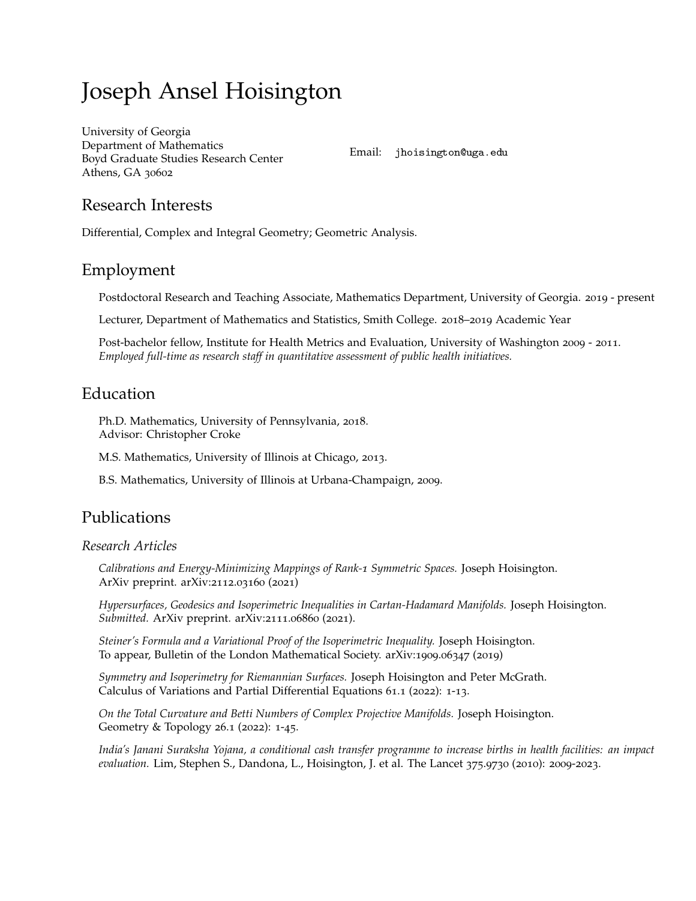# Joseph Ansel Hoisington

University of Georgia
Department of Mathematics
Boyd Graduate Studies Research Center
Athens, GA 30602

Email: `jhoisington@uga.edu`

## Research Interests

Differential, Complex and Integral Geometry; Geometric Analysis.

## Employment

Postdoctoral Research and Teaching Associate, Mathematics Department, University of Georgia. 2019 - present

Lecturer, Department of Mathematics and Statistics, Smith College. 2018–2019 Academic Year

Post-bachelor fellow, Institute for Health Metrics and Evaluation, University of Washington 2009 - 2011.
*Employed full-time as research staff in quantitative assessment of public health initiatives.*

## Education

Ph.D. Mathematics, University of Pennsylvania, 2018.
Advisor: Christopher Croke

M.S. Mathematics, University of Illinois at Chicago, 2013.

B.S. Mathematics, University of Illinois at Urbana-Champaign, 2009.

## Publications

### Research Articles

*Calibrations and Energy-Minimizing Mappings of Rank-1 Symmetric Spaces.* Joseph Hoisington.
ArXiv preprint. arXiv:2112.03160 (2021)

*Hypersurfaces, Geodesics and Isoperimetric Inequalities in Cartan-Hadamard Manifolds.* Joseph Hoisington.
*Submitted.* ArXiv preprint. arXiv:2111.06860 (2021).

*Steiner's Formula and a Variational Proof of the Isoperimetric Inequality.* Joseph Hoisington.
To appear, Bulletin of the London Mathematical Society. arXiv:1909.06347 (2019)

*Symmetry and Isoperimetry for Riemannian Surfaces.* Joseph Hoisington and Peter McGrath.
Calculus of Variations and Partial Differential Equations 61.1 (2022): 1-13.

*On the Total Curvature and Betti Numbers of Complex Projective Manifolds.* Joseph Hoisington.
Geometry & Topology 26.1 (2022): 1-45.

*India's Janani Suraksha Yojana, a conditional cash transfer programme to increase births in health facilities: an impact evaluation.* Lim, Stephen S., Dandona, L., Hoisington, J. et al. The Lancet 375.9730 (2010): 2009-2023.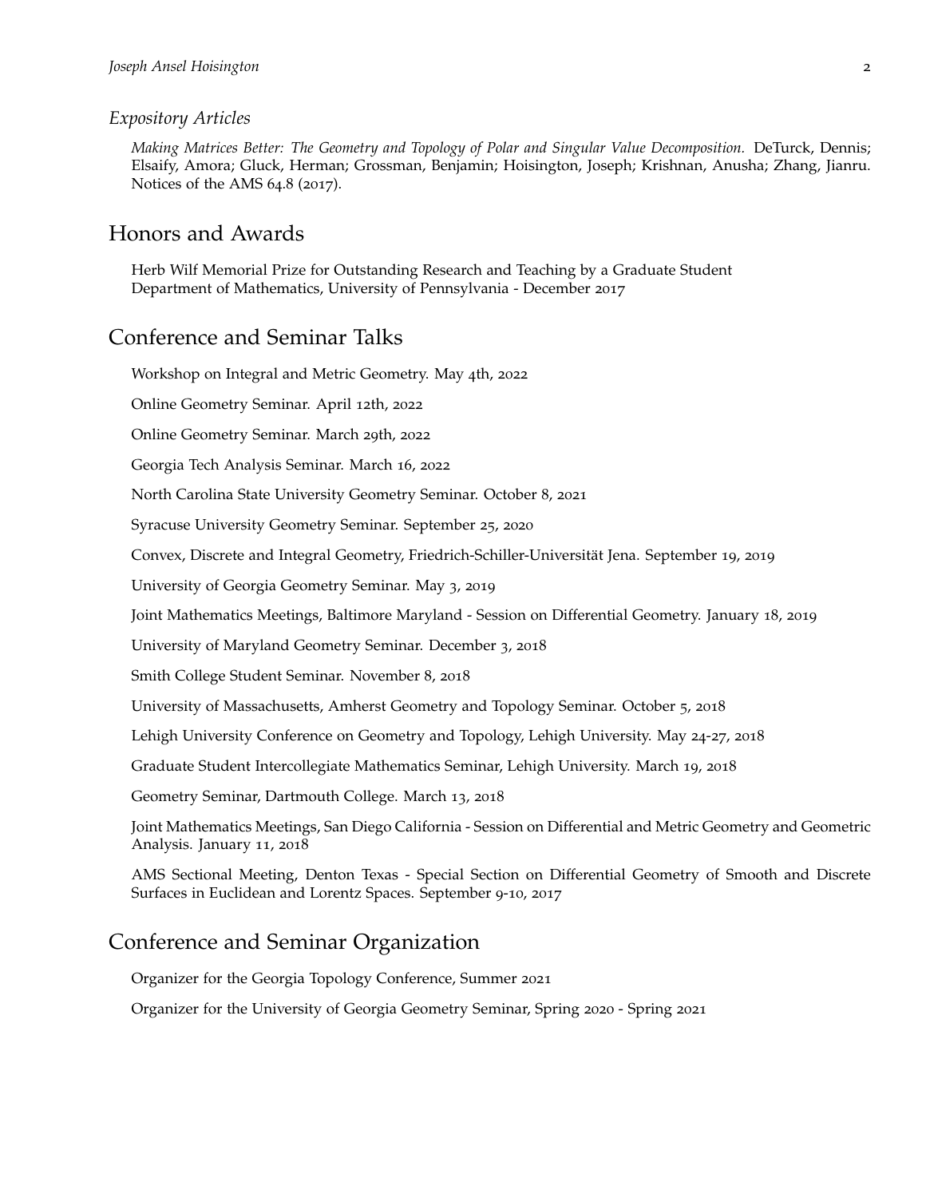### Expository Articles

*Making Matrices Better: The Geometry and Topology of Polar and Singular Value Decomposition.* DeTurck, Dennis; Elsaify, Amora; Gluck, Herman; Grossman, Benjamin; Hoisington, Joseph; Krishnan, Anusha; Zhang, Jianru. Notices of the AMS 64.8 (2017).

## Honors and Awards

Herb Wilf Memorial Prize for Outstanding Research and Teaching by a Graduate Student
Department of Mathematics, University of Pennsylvania - December 2017

## Conference and Seminar Talks

Workshop on Integral and Metric Geometry. May 4th, 2022

Online Geometry Seminar. April 12th, 2022

Online Geometry Seminar. March 29th, 2022

Georgia Tech Analysis Seminar. March 16, 2022

North Carolina State University Geometry Seminar. October 8, 2021

Syracuse University Geometry Seminar. September 25, 2020

Convex, Discrete and Integral Geometry, Friedrich-Schiller-Universität Jena. September 19, 2019

University of Georgia Geometry Seminar. May 3, 2019

Joint Mathematics Meetings, Baltimore Maryland - Session on Differential Geometry. January 18, 2019

University of Maryland Geometry Seminar. December 3, 2018

Smith College Student Seminar. November 8, 2018

University of Massachusetts, Amherst Geometry and Topology Seminar. October 5, 2018

Lehigh University Conference on Geometry and Topology, Lehigh University. May 24-27, 2018

Graduate Student Intercollegiate Mathematics Seminar, Lehigh University. March 19, 2018

Geometry Seminar, Dartmouth College. March 13, 2018

Joint Mathematics Meetings, San Diego California - Session on Differential and Metric Geometry and Geometric Analysis. January 11, 2018

AMS Sectional Meeting, Denton Texas - Special Section on Differential Geometry of Smooth and Discrete Surfaces in Euclidean and Lorentz Spaces. September 9-10, 2017

## Conference and Seminar Organization

Organizer for the Georgia Topology Conference, Summer 2021

Organizer for the University of Georgia Geometry Seminar, Spring 2020 - Spring 2021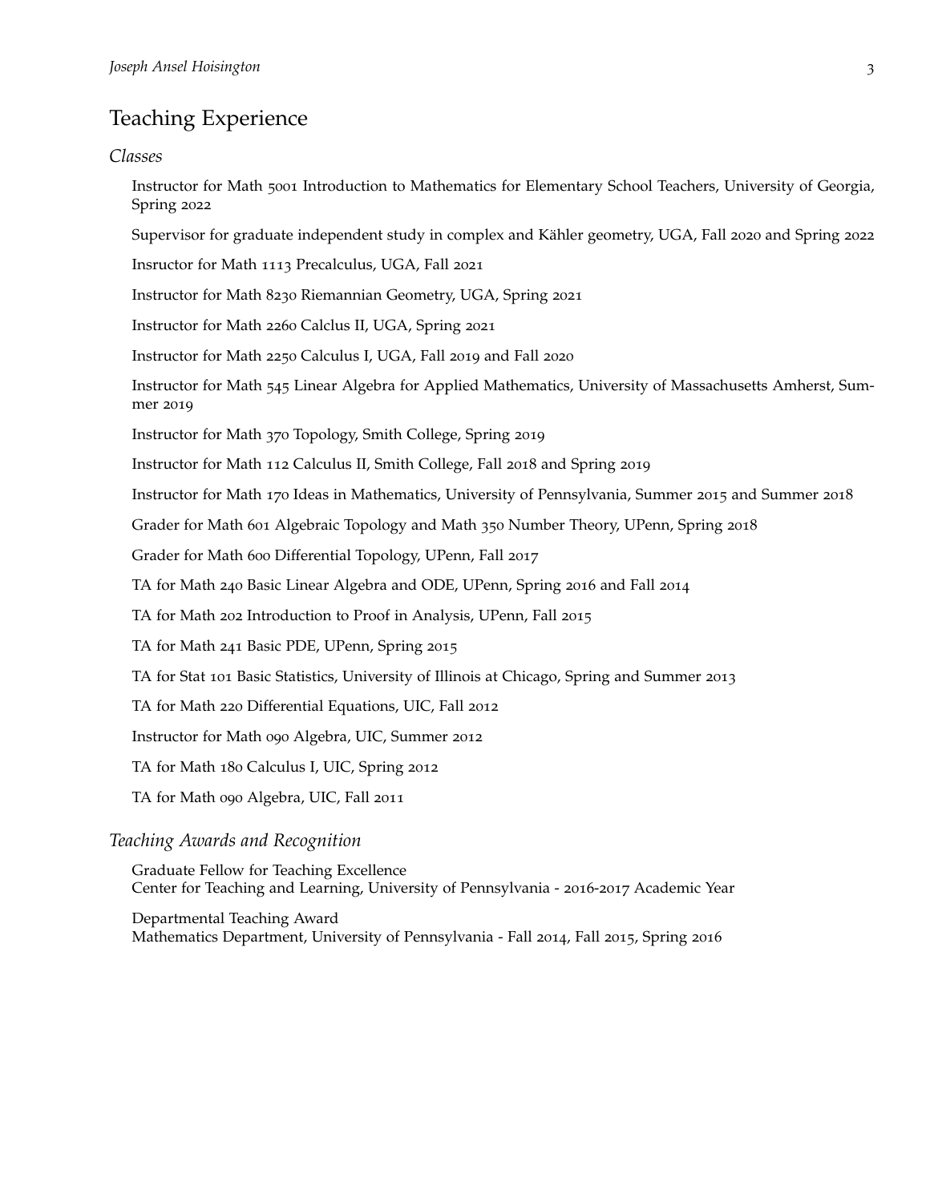## Teaching Experience

### *Classes*

Instructor for Math 5001 Introduction to Mathematics for Elementary School Teachers, University of Georgia, Spring 2022

Supervisor for graduate independent study in complex and Kähler geometry, UGA, Fall 2020 and Spring 2022

Insructor for Math 1113 Precalculus, UGA, Fall 2021

Instructor for Math 8230 Riemannian Geometry, UGA, Spring 2021

Instructor for Math 2260 Calclus II, UGA, Spring 2021

Instructor for Math 2250 Calculus I, UGA, Fall 2019 and Fall 2020

Instructor for Math 545 Linear Algebra for Applied Mathematics, University of Massachusetts Amherst, Summer 2019

Instructor for Math 370 Topology, Smith College, Spring 2019

Instructor for Math 112 Calculus II, Smith College, Fall 2018 and Spring 2019

Instructor for Math 170 Ideas in Mathematics, University of Pennsylvania, Summer 2015 and Summer 2018

Grader for Math 601 Algebraic Topology and Math 350 Number Theory, UPenn, Spring 2018

Grader for Math 600 Differential Topology, UPenn, Fall 2017

TA for Math 240 Basic Linear Algebra and ODE, UPenn, Spring 2016 and Fall 2014

TA for Math 202 Introduction to Proof in Analysis, UPenn, Fall 2015

TA for Math 241 Basic PDE, UPenn, Spring 2015

TA for Stat 101 Basic Statistics, University of Illinois at Chicago, Spring and Summer 2013

TA for Math 220 Differential Equations, UIC, Fall 2012

Instructor for Math 090 Algebra, UIC, Summer 2012

TA for Math 180 Calculus I, UIC, Spring 2012

TA for Math 090 Algebra, UIC, Fall 2011

### *Teaching Awards and Recognition*

Graduate Fellow for Teaching Excellence
Center for Teaching and Learning, University of Pennsylvania - 2016-2017 Academic Year

Departmental Teaching Award
Mathematics Department, University of Pennsylvania - Fall 2014, Fall 2015, Spring 2016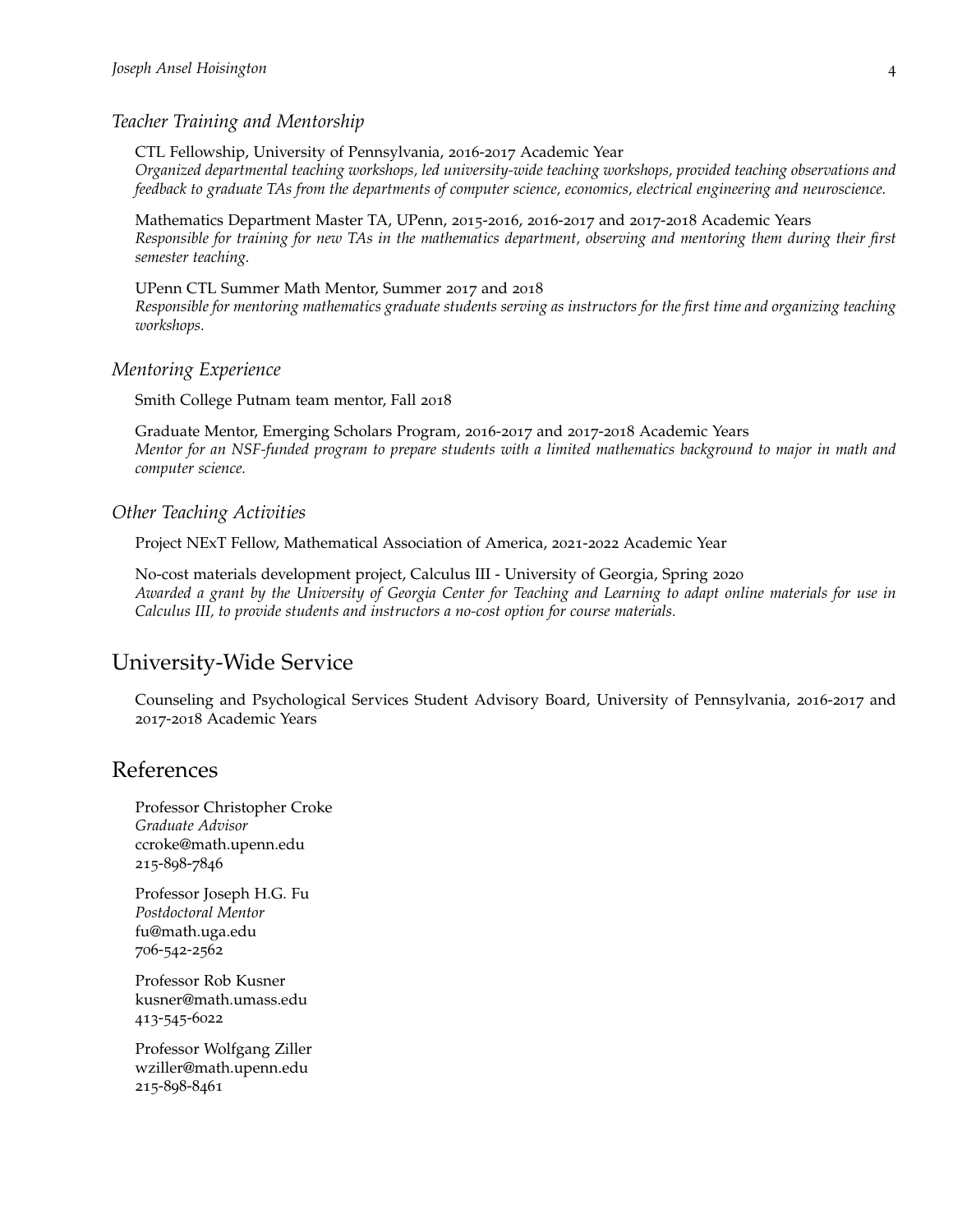### *Teacher Training and Mentorship*

CTL Fellowship, University of Pennsylvania, 2016-2017 Academic Year
*Organized departmental teaching workshops, led university-wide teaching workshops, provided teaching observations and feedback to graduate TAs from the departments of computer science, economics, electrical engineering and neuroscience.*

Mathematics Department Master TA, UPenn, 2015-2016, 2016-2017 and 2017-2018 Academic Years
*Responsible for training for new TAs in the mathematics department, observing and mentoring them during their first semester teaching.*

UPenn CTL Summer Math Mentor, Summer 2017 and 2018
*Responsible for mentoring mathematics graduate students serving as instructors for the first time and organizing teaching workshops.*

### *Mentoring Experience*

Smith College Putnam team mentor, Fall 2018

Graduate Mentor, Emerging Scholars Program, 2016-2017 and 2017-2018 Academic Years
*Mentor for an NSF-funded program to prepare students with a limited mathematics background to major in math and computer science.*

### *Other Teaching Activities*

Project NExT Fellow, Mathematical Association of America, 2021-2022 Academic Year

No-cost materials development project, Calculus III - University of Georgia, Spring 2020
*Awarded a grant by the University of Georgia Center for Teaching and Learning to adapt online materials for use in Calculus III, to provide students and instructors a no-cost option for course materials.*

## University-Wide Service

Counseling and Psychological Services Student Advisory Board, University of Pennsylvania, 2016-2017 and 2017-2018 Academic Years

## References

Professor Christopher Croke
*Graduate Advisor*
ccroke@math.upenn.edu
215-898-7846

Professor Joseph H.G. Fu
*Postdoctoral Mentor*
fu@math.uga.edu
706-542-2562

Professor Rob Kusner
kusner@math.umass.edu
413-545-6022

Professor Wolfgang Ziller
wziller@math.upenn.edu
215-898-8461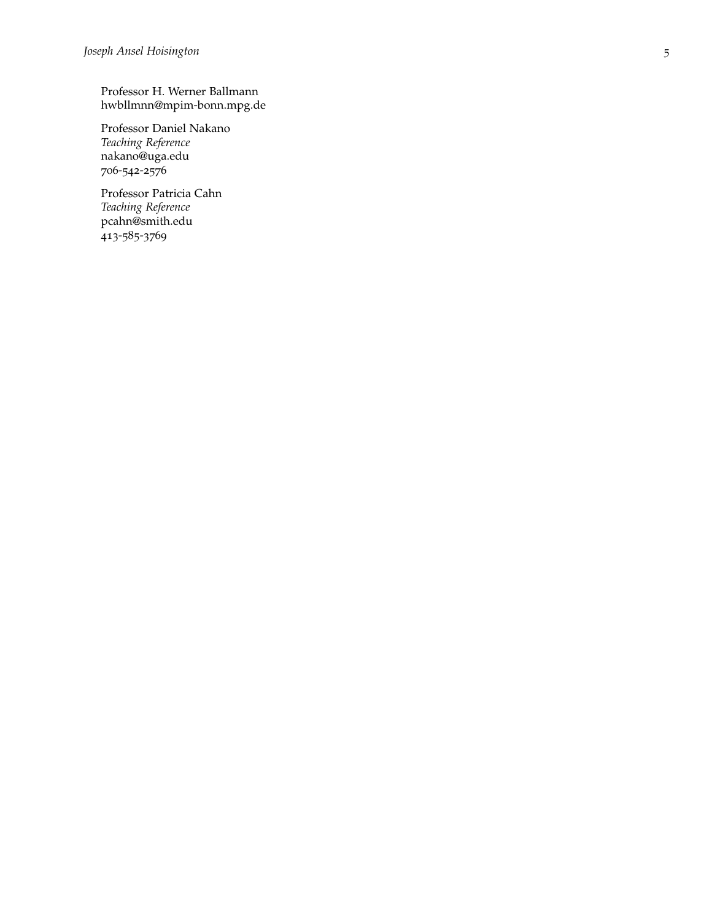Professor H. Werner Ballmann
hwbllmnn@mpim-bonn.mpg.de

Professor Daniel Nakano
*Teaching Reference*
nakano@uga.edu
706-542-2576

Professor Patricia Cahn
*Teaching Reference*
pcahn@smith.edu
413-585-3769